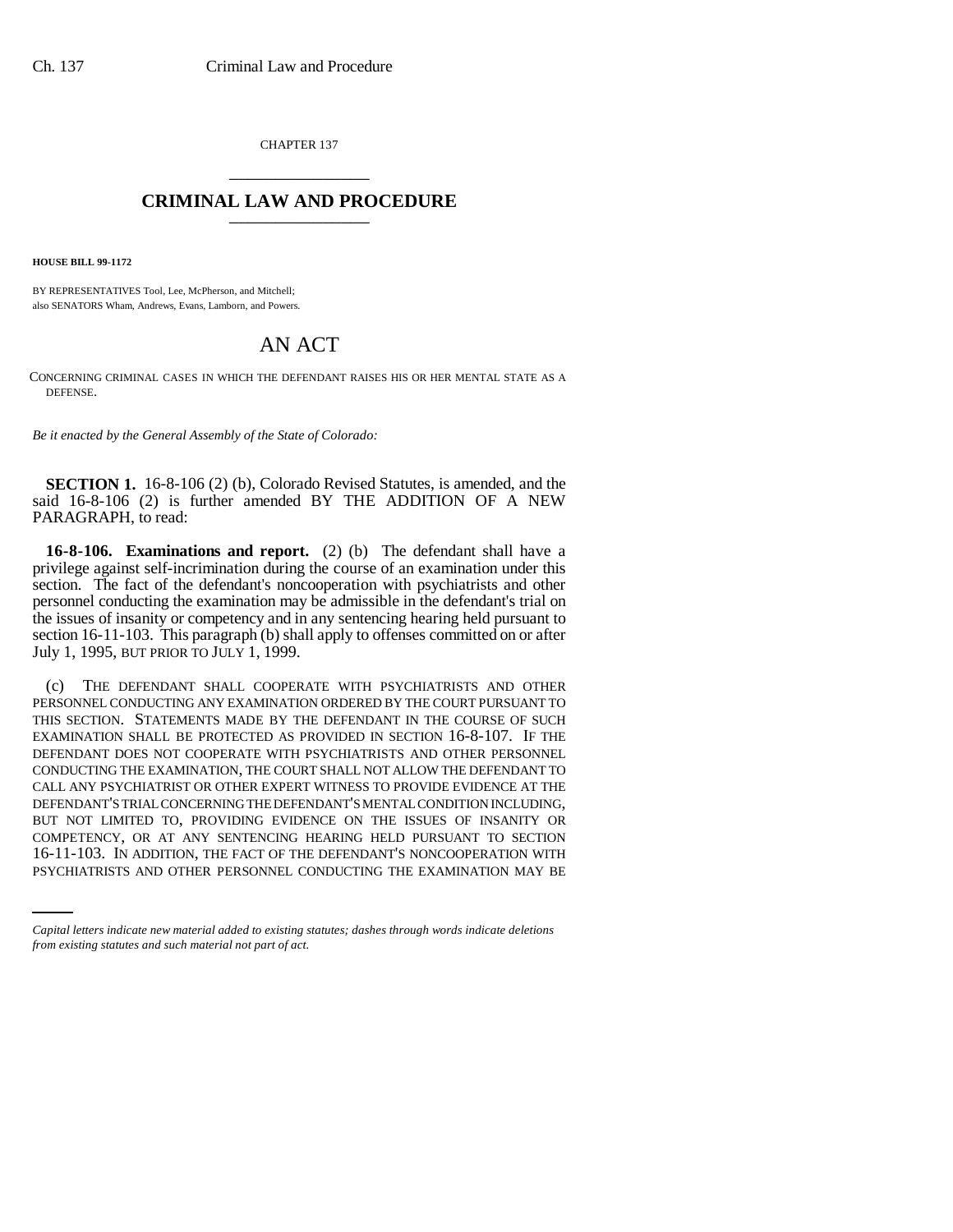CHAPTER 137

# CRIMINAL LAW AND PROCEDURE

**HOUSE BILL 99-1172**

BY REPRESENTATIVES Tool, Lee, McPherson, and Mitchell;
also SENATORS Wham, Andrews, Evans, Lamborn, and Powers.

## AN ACT

CONCERNING CRIMINAL CASES IN WHICH THE DEFENDANT RAISES HIS OR HER MENTAL STATE AS A DEFENSE.

*Be it enacted by the General Assembly of the State of Colorado:*

**SECTION 1.** 16-8-106 (2) (b), Colorado Revised Statutes, is amended, and the said 16-8-106 (2) is further amended BY THE ADDITION OF A NEW PARAGRAPH, to read:

**16-8-106. Examinations and report.** (2) (b) The defendant shall have a privilege against self-incrimination during the course of an examination under this section. The fact of the defendant's noncooperation with psychiatrists and other personnel conducting the examination may be admissible in the defendant's trial on the issues of insanity or competency and in any sentencing hearing held pursuant to section 16-11-103. This paragraph (b) shall apply to offenses committed on or after July 1, 1995, BUT PRIOR TO JULY 1, 1999.

(c) THE DEFENDANT SHALL COOPERATE WITH PSYCHIATRISTS AND OTHER PERSONNEL CONDUCTING ANY EXAMINATION ORDERED BY THE COURT PURSUANT TO THIS SECTION. STATEMENTS MADE BY THE DEFENDANT IN THE COURSE OF SUCH EXAMINATION SHALL BE PROTECTED AS PROVIDED IN SECTION 16-8-107. IF THE DEFENDANT DOES NOT COOPERATE WITH PSYCHIATRISTS AND OTHER PERSONNEL CONDUCTING THE EXAMINATION, THE COURT SHALL NOT ALLOW THE DEFENDANT TO CALL ANY PSYCHIATRIST OR OTHER EXPERT WITNESS TO PROVIDE EVIDENCE AT THE DEFENDANT'S TRIAL CONCERNING THE DEFENDANT'S MENTAL CONDITION INCLUDING, BUT NOT LIMITED TO, PROVIDING EVIDENCE ON THE ISSUES OF INSANITY OR COMPETENCY, OR AT ANY SENTENCING HEARING HELD PURSUANT TO SECTION 16-11-103. IN ADDITION, THE FACT OF THE DEFENDANT'S NONCOOPERATION WITH PSYCHIATRISTS AND OTHER PERSONNEL CONDUCTING THE EXAMINATION MAY BE

*Capital letters indicate new material added to existing statutes; dashes through words indicate deletions from existing statutes and such material not part of act.*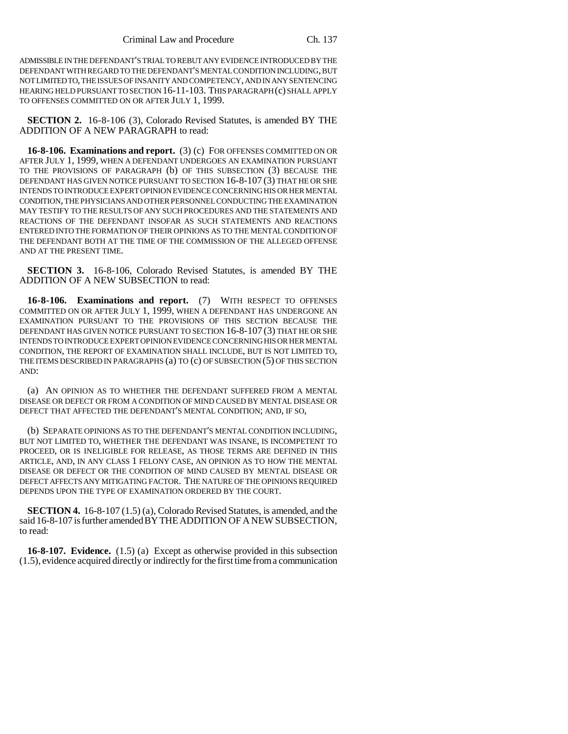ADMISSIBLE IN THE DEFENDANT'S TRIAL TO REBUT ANY EVIDENCE INTRODUCED BY THE DEFENDANT WITH REGARD TO THE DEFENDANT'S MENTAL CONDITION INCLUDING, BUT NOT LIMITED TO, THE ISSUES OF INSANITY AND COMPETENCY, AND IN ANY SENTENCING HEARING HELD PURSUANT TO SECTION 16-11-103. THIS PARAGRAPH (c) SHALL APPLY TO OFFENSES COMMITTED ON OR AFTER JULY 1, 1999.

**SECTION 2.** 16-8-106 (3), Colorado Revised Statutes, is amended BY THE ADDITION OF A NEW PARAGRAPH to read:

**16-8-106. Examinations and report.** (3) (c) FOR OFFENSES COMMITTED ON OR AFTER JULY 1, 1999, WHEN A DEFENDANT UNDERGOES AN EXAMINATION PURSUANT TO THE PROVISIONS OF PARAGRAPH (b) OF THIS SUBSECTION (3) BECAUSE THE DEFENDANT HAS GIVEN NOTICE PURSUANT TO SECTION 16-8-107 (3) THAT HE OR SHE INTENDS TO INTRODUCE EXPERT OPINION EVIDENCE CONCERNING HIS OR HER MENTAL CONDITION, THE PHYSICIANS AND OTHER PERSONNEL CONDUCTING THE EXAMINATION MAY TESTIFY TO THE RESULTS OF ANY SUCH PROCEDURES AND THE STATEMENTS AND REACTIONS OF THE DEFENDANT INSOFAR AS SUCH STATEMENTS AND REACTIONS ENTERED INTO THE FORMATION OF THEIR OPINIONS AS TO THE MENTAL CONDITION OF THE DEFENDANT BOTH AT THE TIME OF THE COMMISSION OF THE ALLEGED OFFENSE AND AT THE PRESENT TIME.

**SECTION 3.** 16-8-106, Colorado Revised Statutes, is amended BY THE ADDITION OF A NEW SUBSECTION to read:

**16-8-106. Examinations and report.** (7) WITH RESPECT TO OFFENSES COMMITTED ON OR AFTER JULY 1, 1999, WHEN A DEFENDANT HAS UNDERGONE AN EXAMINATION PURSUANT TO THE PROVISIONS OF THIS SECTION BECAUSE THE DEFENDANT HAS GIVEN NOTICE PURSUANT TO SECTION 16-8-107 (3) THAT HE OR SHE INTENDS TO INTRODUCE EXPERT OPINION EVIDENCE CONCERNING HIS OR HER MENTAL CONDITION, THE REPORT OF EXAMINATION SHALL INCLUDE, BUT IS NOT LIMITED TO, THE ITEMS DESCRIBED IN PARAGRAPHS (a) TO (c) OF SUBSECTION (5) OF THIS SECTION AND:

(a) AN OPINION AS TO WHETHER THE DEFENDANT SUFFERED FROM A MENTAL DISEASE OR DEFECT OR FROM A CONDITION OF MIND CAUSED BY MENTAL DISEASE OR DEFECT THAT AFFECTED THE DEFENDANT'S MENTAL CONDITION; AND, IF SO,

(b) SEPARATE OPINIONS AS TO THE DEFENDANT'S MENTAL CONDITION INCLUDING, BUT NOT LIMITED TO, WHETHER THE DEFENDANT WAS INSANE, IS INCOMPETENT TO PROCEED, OR IS INELIGIBLE FOR RELEASE, AS THOSE TERMS ARE DEFINED IN THIS ARTICLE, AND, IN ANY CLASS 1 FELONY CASE, AN OPINION AS TO HOW THE MENTAL DISEASE OR DEFECT OR THE CONDITION OF MIND CAUSED BY MENTAL DISEASE OR DEFECT AFFECTS ANY MITIGATING FACTOR. THE NATURE OF THE OPINIONS REQUIRED DEPENDS UPON THE TYPE OF EXAMINATION ORDERED BY THE COURT.

**SECTION 4.** 16-8-107 (1.5) (a), Colorado Revised Statutes, is amended, and the said 16-8-107 is further amended BY THE ADDITION OF A NEW SUBSECTION, to read:

**16-8-107. Evidence.** (1.5) (a) Except as otherwise provided in this subsection (1.5), evidence acquired directly or indirectly for the first time from a communication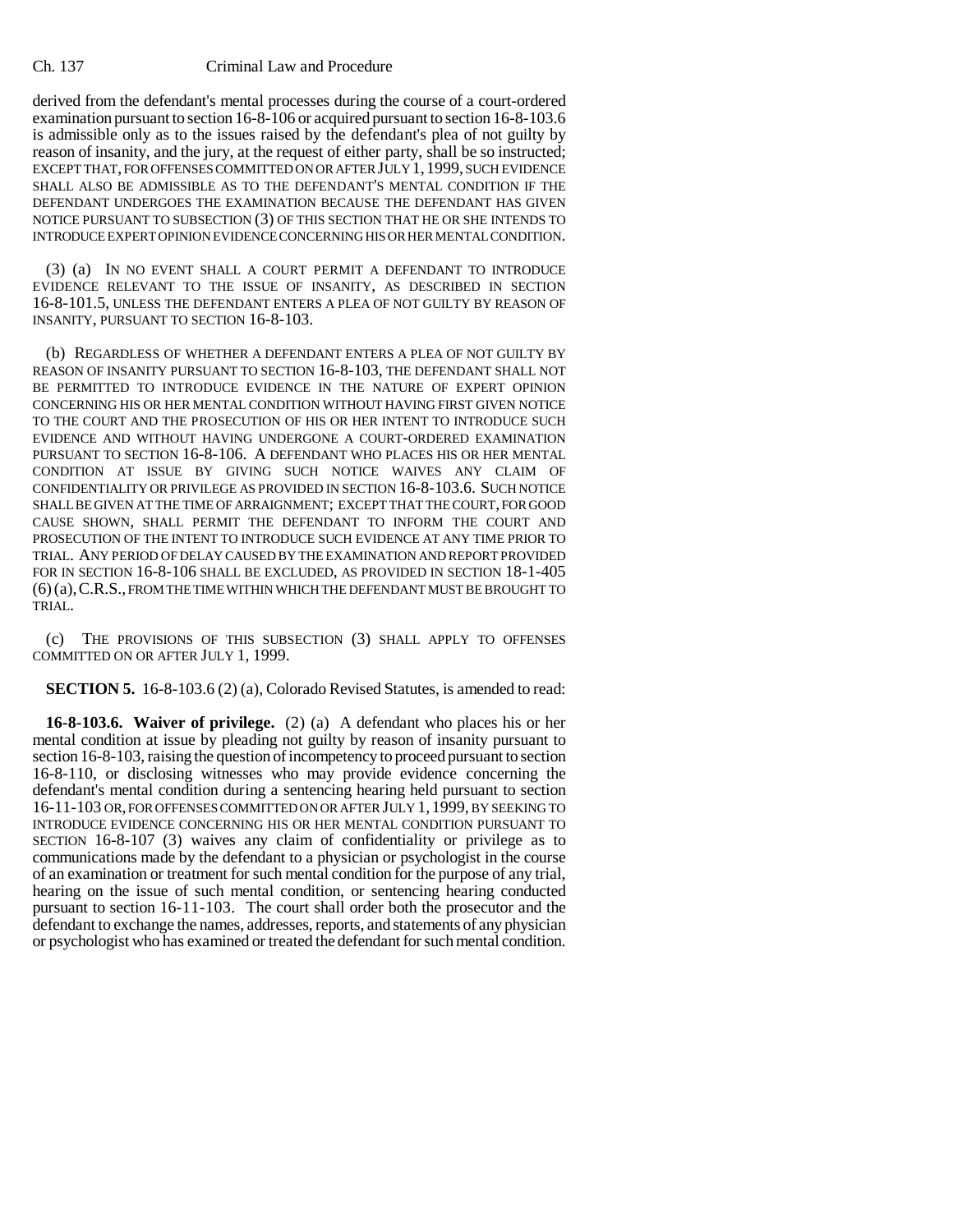derived from the defendant's mental processes during the course of a court-ordered examination pursuant to section 16-8-106 or acquired pursuant to section 16-8-103.6 is admissible only as to the issues raised by the defendant's plea of not guilty by reason of insanity, and the jury, at the request of either party, shall be so instructed; EXCEPT THAT, FOR OFFENSES COMMITTED ON OR AFTER JULY 1, 1999, SUCH EVIDENCE SHALL ALSO BE ADMISSIBLE AS TO THE DEFENDANT'S MENTAL CONDITION IF THE DEFENDANT UNDERGOES THE EXAMINATION BECAUSE THE DEFENDANT HAS GIVEN NOTICE PURSUANT TO SUBSECTION (3) OF THIS SECTION THAT HE OR SHE INTENDS TO INTRODUCE EXPERT OPINION EVIDENCE CONCERNING HIS OR HER MENTAL CONDITION.

(3) (a) IN NO EVENT SHALL A COURT PERMIT A DEFENDANT TO INTRODUCE EVIDENCE RELEVANT TO THE ISSUE OF INSANITY, AS DESCRIBED IN SECTION 16-8-101.5, UNLESS THE DEFENDANT ENTERS A PLEA OF NOT GUILTY BY REASON OF INSANITY, PURSUANT TO SECTION 16-8-103.

(b) REGARDLESS OF WHETHER A DEFENDANT ENTERS A PLEA OF NOT GUILTY BY REASON OF INSANITY PURSUANT TO SECTION 16-8-103, THE DEFENDANT SHALL NOT BE PERMITTED TO INTRODUCE EVIDENCE IN THE NATURE OF EXPERT OPINION CONCERNING HIS OR HER MENTAL CONDITION WITHOUT HAVING FIRST GIVEN NOTICE TO THE COURT AND THE PROSECUTION OF HIS OR HER INTENT TO INTRODUCE SUCH EVIDENCE AND WITHOUT HAVING UNDERGONE A COURT-ORDERED EXAMINATION PURSUANT TO SECTION 16-8-106. A DEFENDANT WHO PLACES HIS OR HER MENTAL CONDITION AT ISSUE BY GIVING SUCH NOTICE WAIVES ANY CLAIM OF CONFIDENTIALITY OR PRIVILEGE AS PROVIDED IN SECTION 16-8-103.6. SUCH NOTICE SHALL BE GIVEN AT THE TIME OF ARRAIGNMENT; EXCEPT THAT THE COURT, FOR GOOD CAUSE SHOWN, SHALL PERMIT THE DEFENDANT TO INFORM THE COURT AND PROSECUTION OF THE INTENT TO INTRODUCE SUCH EVIDENCE AT ANY TIME PRIOR TO TRIAL. ANY PERIOD OF DELAY CAUSED BY THE EXAMINATION AND REPORT PROVIDED FOR IN SECTION 16-8-106 SHALL BE EXCLUDED, AS PROVIDED IN SECTION 18-1-405 (6) (a), C.R.S., FROM THE TIME WITHIN WHICH THE DEFENDANT MUST BE BROUGHT TO TRIAL.

(c) THE PROVISIONS OF THIS SUBSECTION (3) SHALL APPLY TO OFFENSES COMMITTED ON OR AFTER JULY 1, 1999.

**SECTION 5.** 16-8-103.6 (2) (a), Colorado Revised Statutes, is amended to read:

**16-8-103.6. Waiver of privilege.** (2) (a) A defendant who places his or her mental condition at issue by pleading not guilty by reason of insanity pursuant to section 16-8-103, raising the question of incompetency to proceed pursuant to section 16-8-110, or disclosing witnesses who may provide evidence concerning the defendant's mental condition during a sentencing hearing held pursuant to section 16-11-103 OR, FOR OFFENSES COMMITTED ON OR AFTER JULY 1, 1999, BY SEEKING TO INTRODUCE EVIDENCE CONCERNING HIS OR HER MENTAL CONDITION PURSUANT TO SECTION 16-8-107 (3) waives any claim of confidentiality or privilege as to communications made by the defendant to a physician or psychologist in the course of an examination or treatment for such mental condition for the purpose of any trial, hearing on the issue of such mental condition, or sentencing hearing conducted pursuant to section 16-11-103. The court shall order both the prosecutor and the defendant to exchange the names, addresses, reports, and statements of any physician or psychologist who has examined or treated the defendant for such mental condition.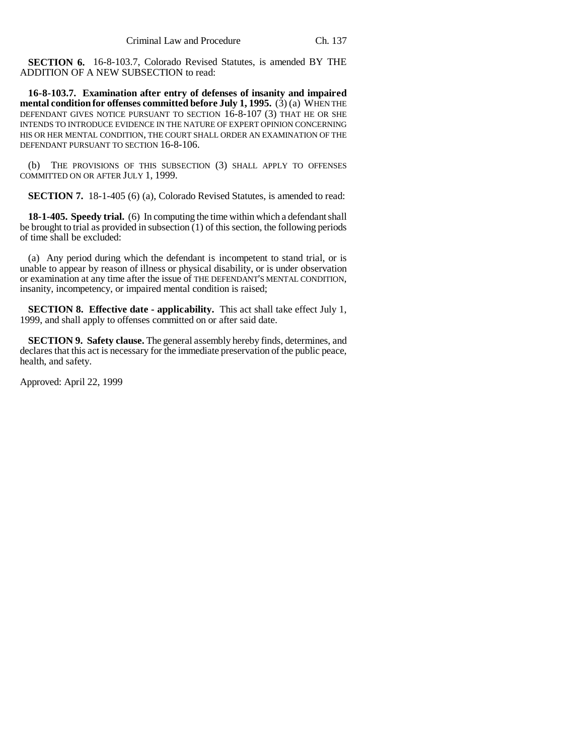**SECTION 6.** 16-8-103.7, Colorado Revised Statutes, is amended BY THE ADDITION OF A NEW SUBSECTION to read:

**16-8-103.7. Examination after entry of defenses of insanity and impaired mental condition for offenses committed before July 1, 1995.** (3) (a) WHEN THE DEFENDANT GIVES NOTICE PURSUANT TO SECTION 16-8-107 (3) THAT HE OR SHE INTENDS TO INTRODUCE EVIDENCE IN THE NATURE OF EXPERT OPINION CONCERNING HIS OR HER MENTAL CONDITION, THE COURT SHALL ORDER AN EXAMINATION OF THE DEFENDANT PURSUANT TO SECTION 16-8-106.

(b) THE PROVISIONS OF THIS SUBSECTION (3) SHALL APPLY TO OFFENSES COMMITTED ON OR AFTER JULY 1, 1999.

**SECTION 7.** 18-1-405 (6) (a), Colorado Revised Statutes, is amended to read:

**18-1-405. Speedy trial.** (6) In computing the time within which a defendant shall be brought to trial as provided in subsection (1) of this section, the following periods of time shall be excluded:

(a) Any period during which the defendant is incompetent to stand trial, or is unable to appear by reason of illness or physical disability, or is under observation or examination at any time after the issue of THE DEFENDANT'S MENTAL CONDITION, insanity, incompetency, or impaired mental condition is raised;

**SECTION 8. Effective date - applicability.** This act shall take effect July 1, 1999, and shall apply to offenses committed on or after said date.

**SECTION 9. Safety clause.** The general assembly hereby finds, determines, and declares that this act is necessary for the immediate preservation of the public peace, health, and safety.

Approved: April 22, 1999